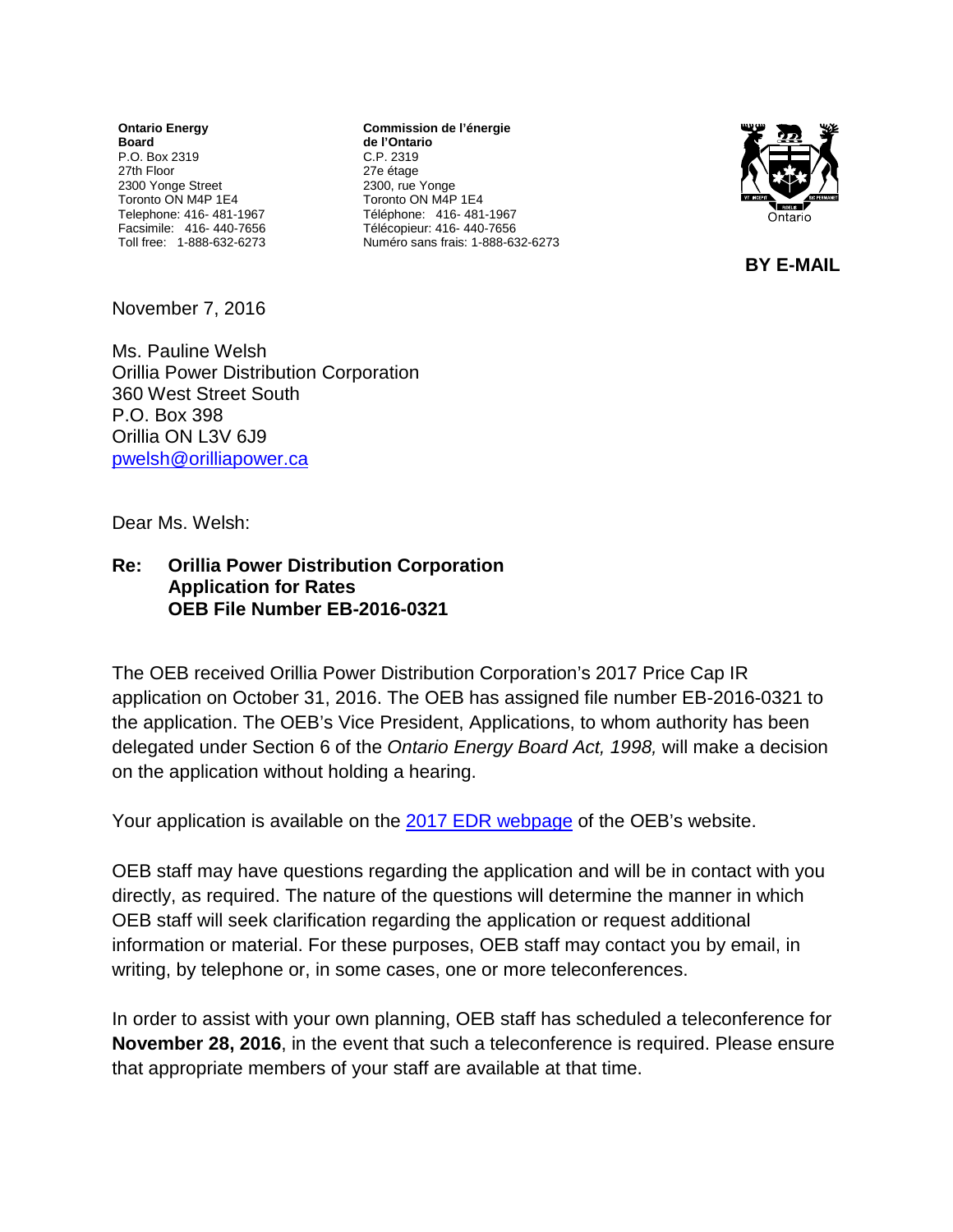**Ontario Energy Board**
P.O. Box 2319
27th Floor
2300 Yonge Street
Toronto ON M4P 1E4
Telephone: 416- 481-1967
Facsimile: 416- 440-7656
Toll free: 1-888-632-6273

**Commission de l'énergie de l'Ontario**
C.P. 2319
27e étage
2300, rue Yonge
Toronto ON M4P 1E4
Téléphone: 416- 481-1967
Télécopieur: 416- 440-7656
Numéro sans frais: 1-888-632-6273

**BY E-MAIL**

November 7, 2016

Ms. Pauline Welsh
Orillia Power Distribution Corporation
360 West Street South
P.O. Box 398
Orillia ON L3V 6J9
pwelsh@orilliapower.ca

Dear Ms. Welsh:

**Re: Orillia Power Distribution Corporation**
**Application for Rates**
**OEB File Number EB-2016-0321**

The OEB received Orillia Power Distribution Corporation's 2017 Price Cap IR application on October 31, 2016. The OEB has assigned file number EB-2016-0321 to the application. The OEB's Vice President, Applications, to whom authority has been delegated under Section 6 of the *Ontario Energy Board Act, 1998,* will make a decision on the application without holding a hearing.

Your application is available on the 2017 EDR webpage of the OEB's website.

OEB staff may have questions regarding the application and will be in contact with you directly, as required. The nature of the questions will determine the manner in which OEB staff will seek clarification regarding the application or request additional information or material. For these purposes, OEB staff may contact you by email, in writing, by telephone or, in some cases, one or more teleconferences.

In order to assist with your own planning, OEB staff has scheduled a teleconference for **November 28, 2016**, in the event that such a teleconference is required. Please ensure that appropriate members of your staff are available at that time.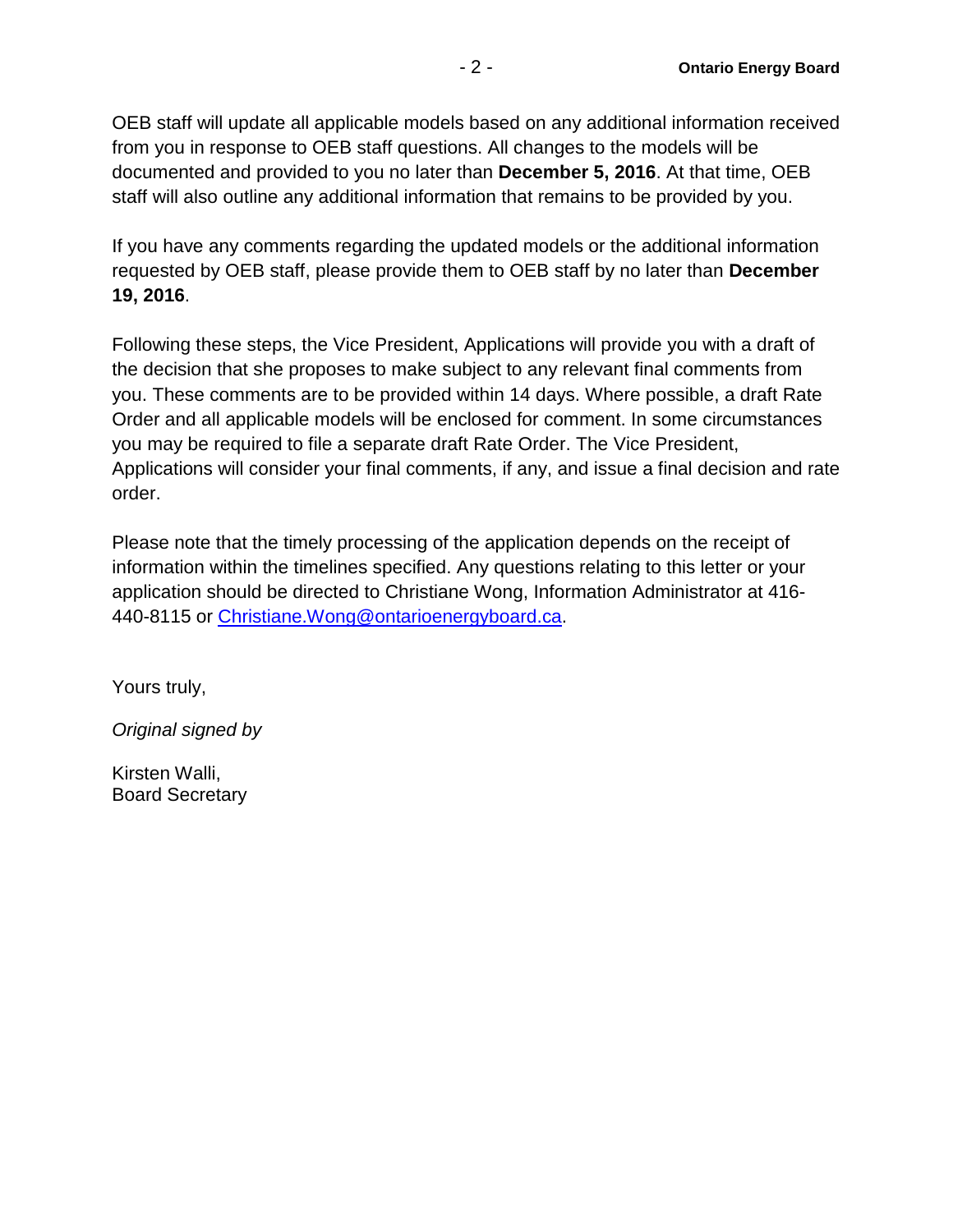OEB staff will update all applicable models based on any additional information received from you in response to OEB staff questions. All changes to the models will be documented and provided to you no later than **December 5, 2016**. At that time, OEB staff will also outline any additional information that remains to be provided by you.

If you have any comments regarding the updated models or the additional information requested by OEB staff, please provide them to OEB staff by no later than **December 19, 2016**.

Following these steps, the Vice President, Applications will provide you with a draft of the decision that she proposes to make subject to any relevant final comments from you. These comments are to be provided within 14 days. Where possible, a draft Rate Order and all applicable models will be enclosed for comment. In some circumstances you may be required to file a separate draft Rate Order. The Vice President, Applications will consider your final comments, if any, and issue a final decision and rate order.

Please note that the timely processing of the application depends on the receipt of information within the timelines specified. Any questions relating to this letter or your application should be directed to Christiane Wong, Information Administrator at 416-440-8115 or Christiane.Wong@ontarioenergyboard.ca.

Yours truly,

*Original signed by*

Kirsten Walli,
Board Secretary